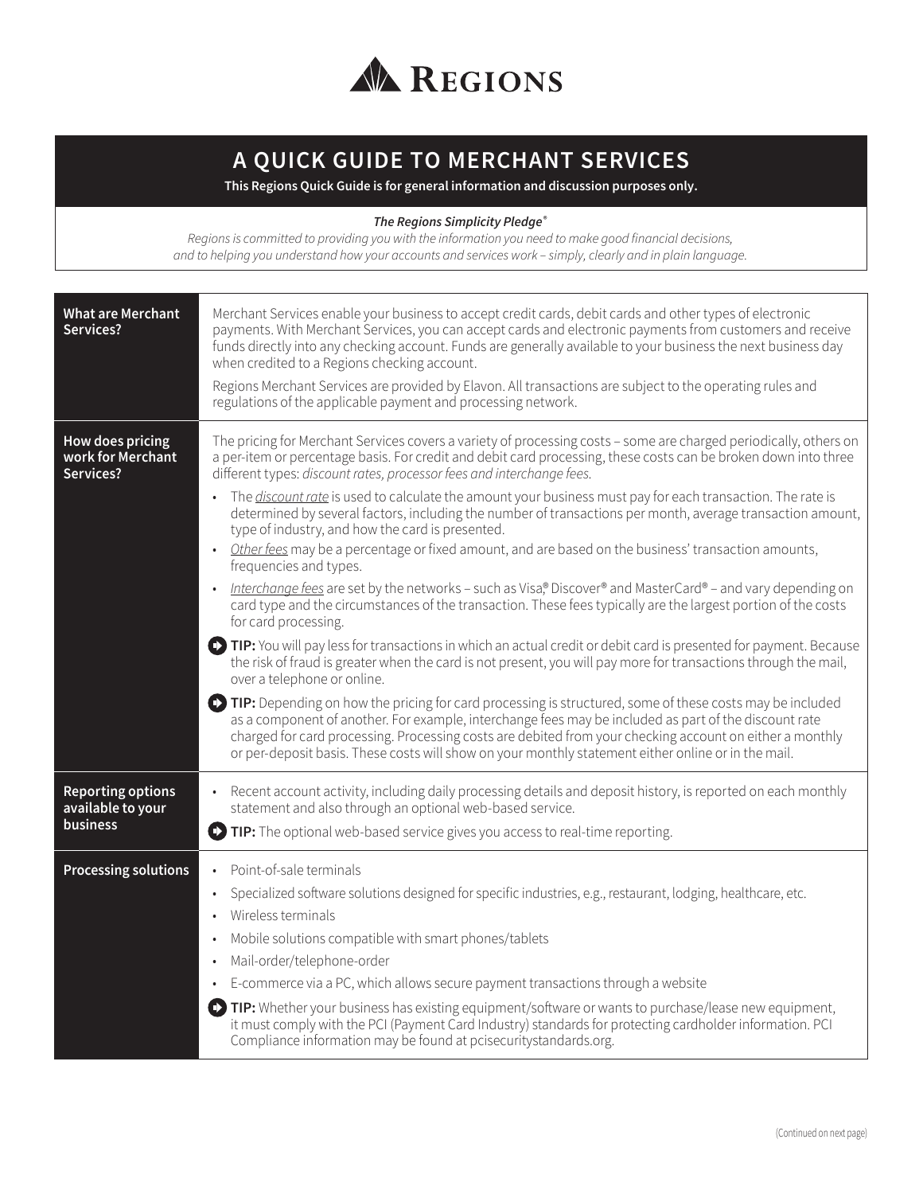# REGIONS

## A QUICK GUIDE TO MERCHANT SERVICES

**This Regions Quick Guide is for general information and discussion purposes only.**

***The Regions Simplicity Pledge®***

*Regions is committed to providing you with the information you need to make good financial decisions, and to helping you understand how your accounts and services work – simply, clearly and in plain language.*

| | |
|---|---|
| **What are Merchant Services?** | Merchant Services enable your business to accept credit cards, debit cards and other types of electronic payments. With Merchant Services, you can accept cards and electronic payments from customers and receive funds directly into any checking account. Funds are generally available to your business the next business day when credited to a Regions checking account.<br><br>Regions Merchant Services are provided by Elavon. All transactions are subject to the operating rules and regulations of the applicable payment and processing network. |
| **How does pricing work for Merchant Services?** | The pricing for Merchant Services covers a variety of processing costs – some are charged periodically, others on a per-item or percentage basis. For credit and debit card processing, these costs can be broken down into three different types: *discount rates, processor fees and interchange fees.*<br><br>• The *discount rate* is used to calculate the amount your business must pay for each transaction. The rate is determined by several factors, including the number of transactions per month, average transaction amount, type of industry, and how the card is presented.<br>• *Other fees* may be a percentage or fixed amount, and are based on the business' transaction amounts, frequencies and types.<br>• *Interchange fees* are set by the networks – such as Visa®, Discover® and MasterCard® – and vary depending on card type and the circumstances of the transaction. These fees typically are the largest portion of the costs for card processing.<br><br>**TIP:** You will pay less for transactions in which an actual credit or debit card is presented for payment. Because the risk of fraud is greater when the card is not present, you will pay more for transactions through the mail, over a telephone or online.<br><br>**TIP:** Depending on how the pricing for card processing is structured, some of these costs may be included as a component of another. For example, interchange fees may be included as part of the discount rate charged for card processing. Processing costs are debited from your checking account on either a monthly or per-deposit basis. These costs will show on your monthly statement either online or in the mail. |
| **Reporting options available to your business** | • Recent account activity, including daily processing details and deposit history, is reported on each monthly statement and also through an optional web-based service.<br><br>**TIP:** The optional web-based service gives you access to real-time reporting. |
| **Processing solutions** | • Point-of-sale terminals<br>• Specialized software solutions designed for specific industries, e.g., restaurant, lodging, healthcare, etc.<br>• Wireless terminals<br>• Mobile solutions compatible with smart phones/tablets<br>• Mail-order/telephone-order<br>• E-commerce via a PC, which allows secure payment transactions through a website<br><br>**TIP:** Whether your business has existing equipment/software or wants to purchase/lease new equipment, it must comply with the PCI (Payment Card Industry) standards for protecting cardholder information. PCI Compliance information may be found at pcisecuritystandards.org. |

(Continued on next page)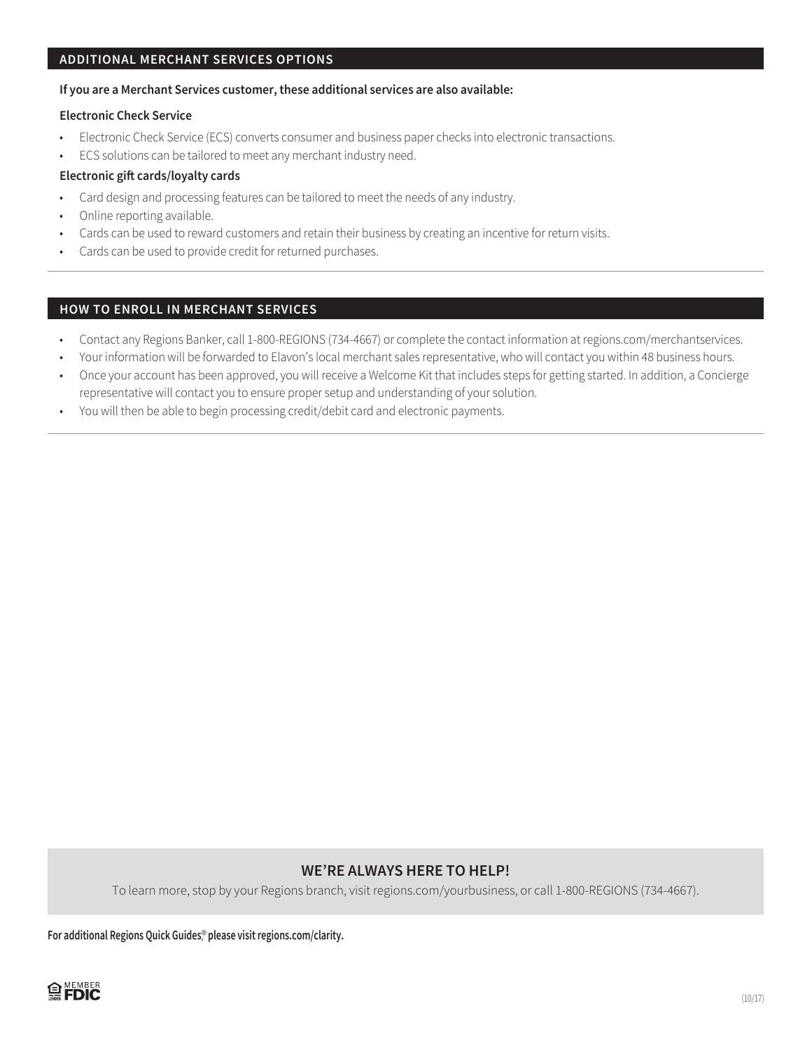## ADDITIONAL MERCHANT SERVICES OPTIONS

**If you are a Merchant Services customer, these additional services are also available:**

**Electronic Check Service**

- Electronic Check Service (ECS) converts consumer and business paper checks into electronic transactions.
- ECS solutions can be tailored to meet any merchant industry need.

**Electronic gift cards/loyalty cards**

- Card design and processing features can be tailored to meet the needs of any industry.
- Online reporting available.
- Cards can be used to reward customers and retain their business by creating an incentive for return visits.
- Cards can be used to provide credit for returned purchases.

## HOW TO ENROLL IN MERCHANT SERVICES

- Contact any Regions Banker, call 1-800-REGIONS (734-4667) or complete the contact information at regions.com/merchantservices.
- Your information will be forwarded to Elavon's local merchant sales representative, who will contact you within 48 business hours.
- Once your account has been approved, you will receive a Welcome Kit that includes steps for getting started. In addition, a Concierge representative will contact you to ensure proper setup and understanding of your solution.
- You will then be able to begin processing credit/debit card and electronic payments.

### WE'RE ALWAYS HERE TO HELP!

To learn more, stop by your Regions branch, visit regions.com/yourbusiness, or call 1-800-REGIONS (734-4667).

**For additional Regions Quick Guides® please visit regions.com/clarity.**

MEMBER FDIC

(10/17)